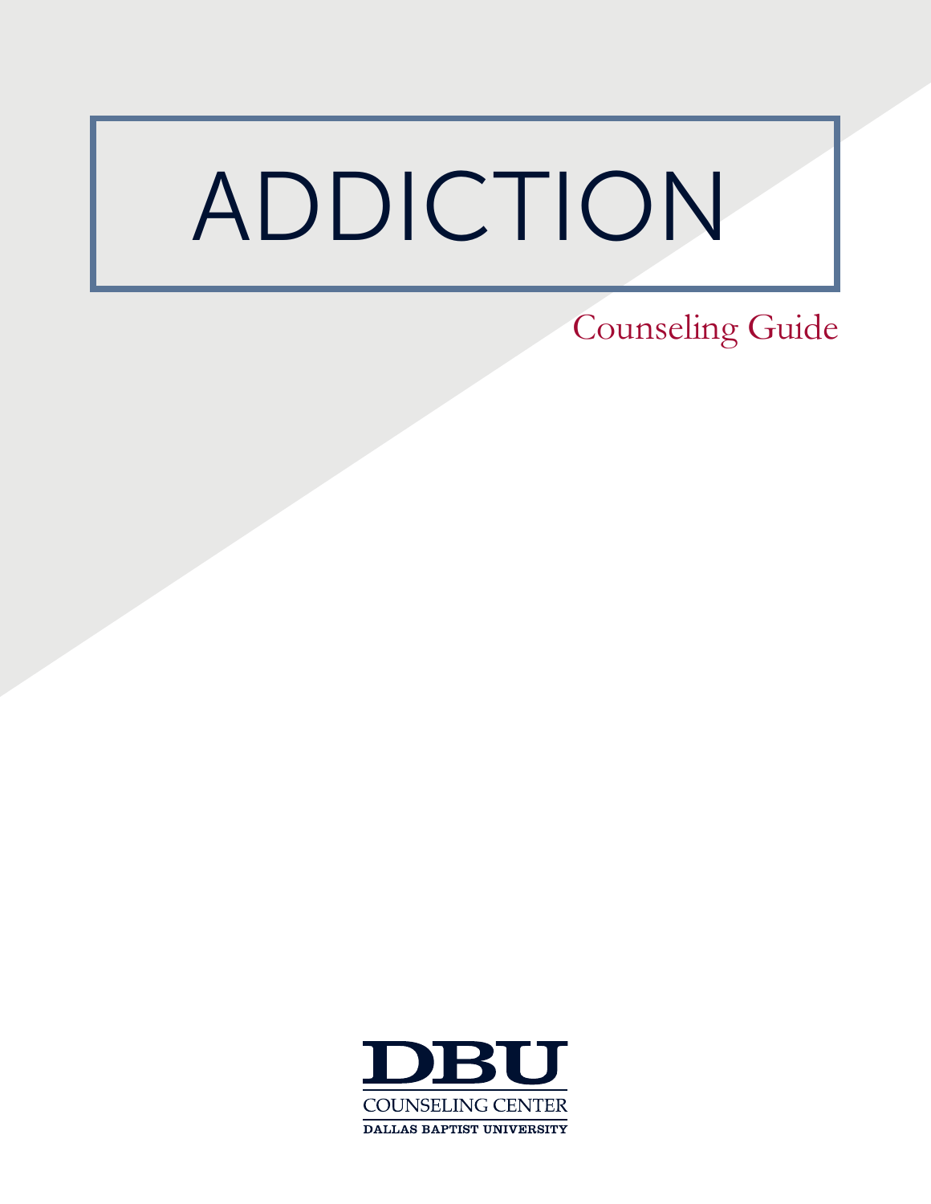# ADDICTION

Counseling Guide

DBU

COUNSELING CENTER

DALLAS BAPTIST UNIVERSITY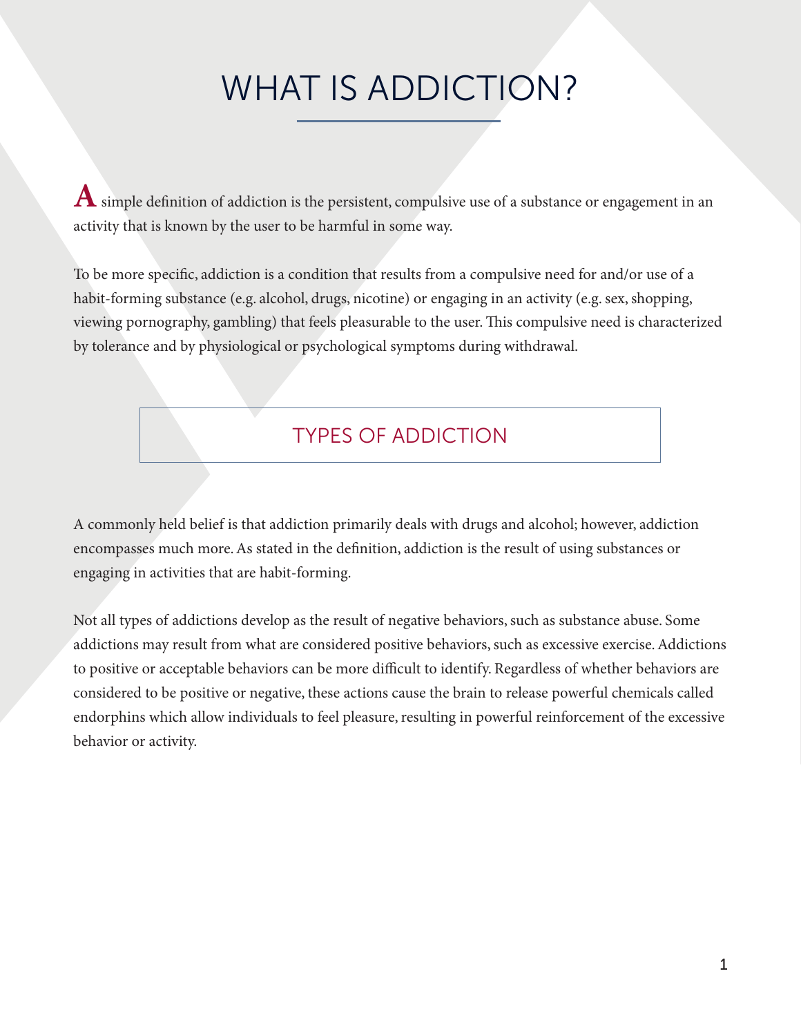# WHAT IS ADDICTION?

A simple definition of addiction is the persistent, compulsive use of a substance or engagement in an activity that is known by the user to be harmful in some way.

To be more specific, addiction is a condition that results from a compulsive need for and/or use of a habit-forming substance (e.g. alcohol, drugs, nicotine) or engaging in an activity (e.g. sex, shopping, viewing pornography, gambling) that feels pleasurable to the user. This compulsive need is characterized by tolerance and by physiological or psychological symptoms during withdrawal.

## TYPES OF ADDICTION

A commonly held belief is that addiction primarily deals with drugs and alcohol; however, addiction encompasses much more. As stated in the definition, addiction is the result of using substances or engaging in activities that are habit-forming.

Not all types of addictions develop as the result of negative behaviors, such as substance abuse. Some addictions may result from what are considered positive behaviors, such as excessive exercise. Addictions to positive or acceptable behaviors can be more difficult to identify. Regardless of whether behaviors are considered to be positive or negative, these actions cause the brain to release powerful chemicals called endorphins which allow individuals to feel pleasure, resulting in powerful reinforcement of the excessive behavior or activity.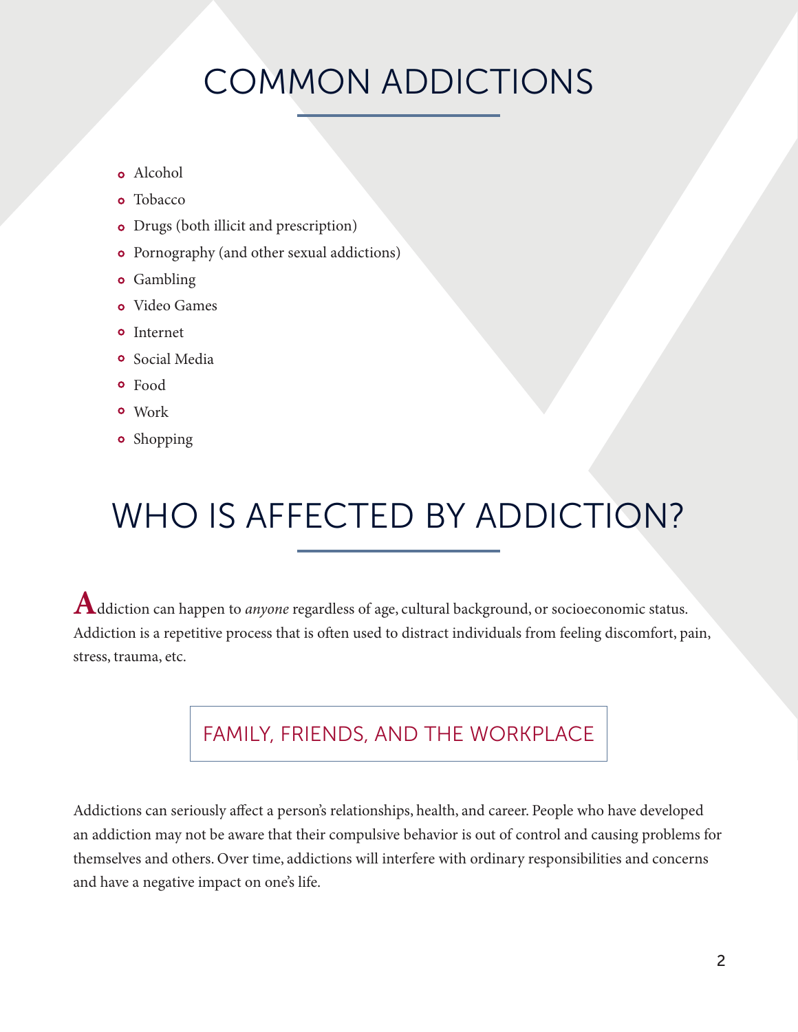# COMMON ADDICTIONS

- Alcohol
- Tobacco
- Drugs (both illicit and prescription)
- Pornography (and other sexual addictions)
- Gambling
- Video Games
- Internet
- Social Media
- Food
- Work
- Shopping

# WHO IS AFFECTED BY ADDICTION?

Addiction can happen to *anyone* regardless of age, cultural background, or socioeconomic status. Addiction is a repetitive process that is often used to distract individuals from feeling discomfort, pain, stress, trauma, etc.

## FAMILY, FRIENDS, AND THE WORKPLACE

Addictions can seriously affect a person's relationships, health, and career. People who have developed an addiction may not be aware that their compulsive behavior is out of control and causing problems for themselves and others. Over time, addictions will interfere with ordinary responsibilities and concerns and have a negative impact on one's life.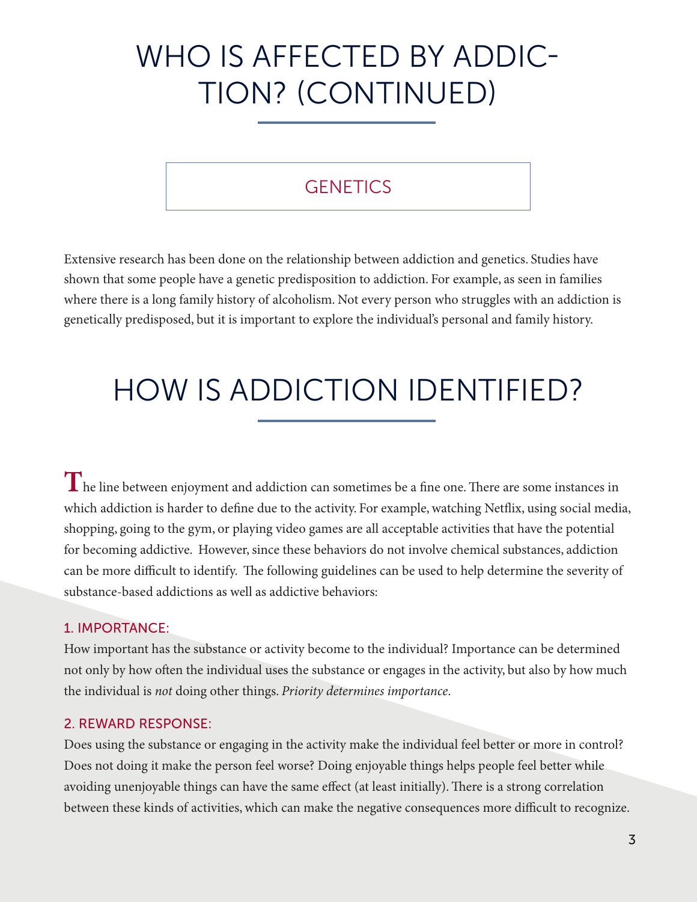# WHO IS AFFECTED BY ADDICTION? (CONTINUED)

## GENETICS

Extensive research has been done on the relationship between addiction and genetics. Studies have shown that some people have a genetic predisposition to addiction. For example, as seen in families where there is a long family history of alcoholism. Not every person who struggles with an addiction is genetically predisposed, but it is important to explore the individual's personal and family history.

# HOW IS ADDICTION IDENTIFIED?

The line between enjoyment and addiction can sometimes be a fine one. There are some instances in which addiction is harder to define due to the activity. For example, watching Netflix, using social media, shopping, going to the gym, or playing video games are all acceptable activities that have the potential for becoming addictive. However, since these behaviors do not involve chemical substances, addiction can be more difficult to identify. The following guidelines can be used to help determine the severity of substance-based addictions as well as addictive behaviors:

### 1. IMPORTANCE:

How important has the substance or activity become to the individual? Importance can be determined not only by how often the individual uses the substance or engages in the activity, but also by how much the individual is *not* doing other things. *Priority determines importance*.

### 2. REWARD RESPONSE:

Does using the substance or engaging in the activity make the individual feel better or more in control? Does not doing it make the person feel worse? Doing enjoyable things helps people feel better while avoiding unenjoyable things can have the same effect (at least initially). There is a strong correlation between these kinds of activities, which can make the negative consequences more difficult to recognize.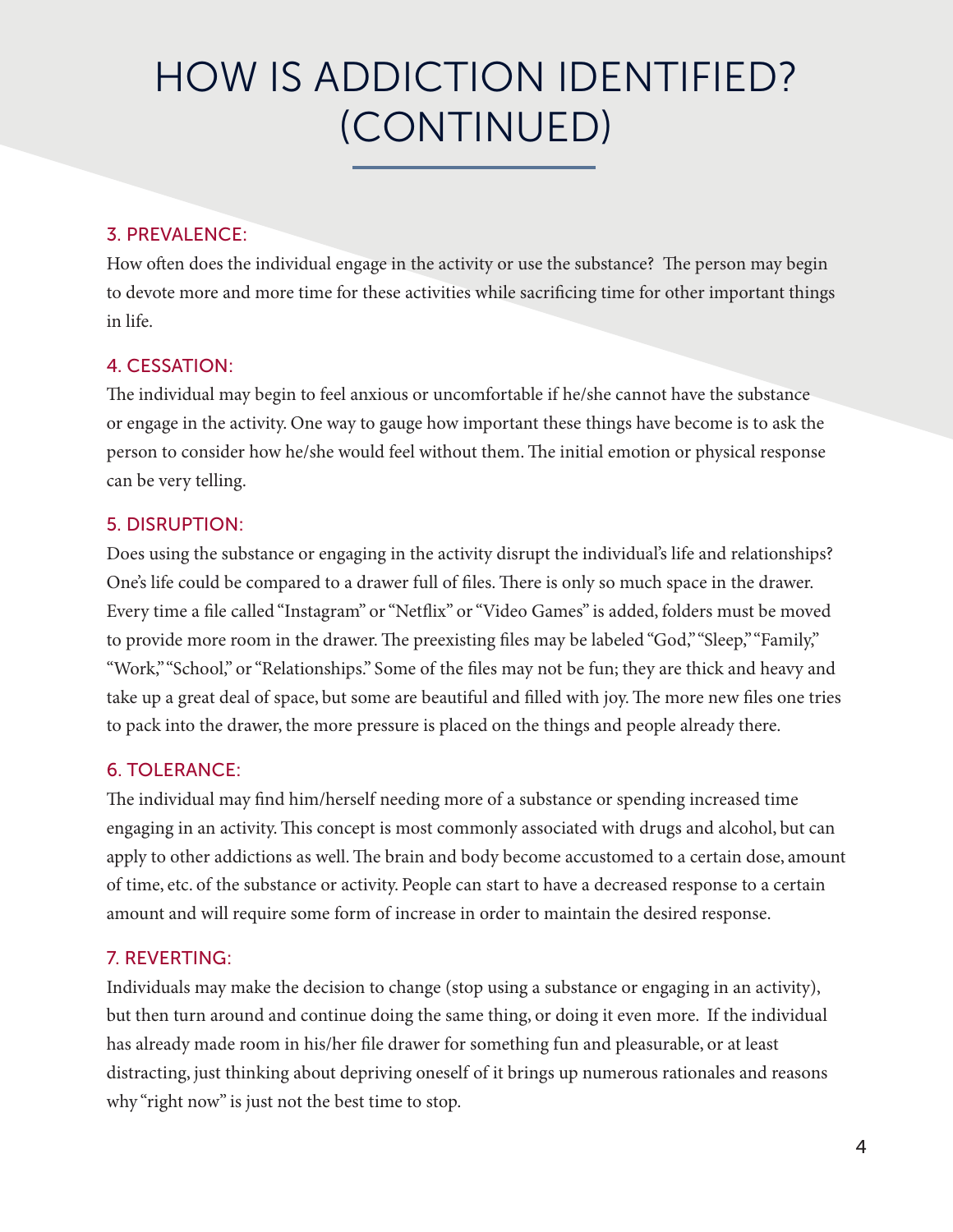# HOW IS ADDICTION IDENTIFIED? (CONTINUED)

### 3. PREVALENCE:

How often does the individual engage in the activity or use the substance? The person may begin to devote more and more time for these activities while sacrificing time for other important things in life.

### 4. CESSATION:

The individual may begin to feel anxious or uncomfortable if he/she cannot have the substance or engage in the activity. One way to gauge how important these things have become is to ask the person to consider how he/she would feel without them. The initial emotion or physical response can be very telling.

### 5. DISRUPTION:

Does using the substance or engaging in the activity disrupt the individual's life and relationships? One's life could be compared to a drawer full of files. There is only so much space in the drawer. Every time a file called "Instagram" or "Netflix" or "Video Games" is added, folders must be moved to provide more room in the drawer. The preexisting files may be labeled "God," "Sleep," "Family," "Work," "School," or "Relationships." Some of the files may not be fun; they are thick and heavy and take up a great deal of space, but some are beautiful and filled with joy. The more new files one tries to pack into the drawer, the more pressure is placed on the things and people already there.

### 6. TOLERANCE:

The individual may find him/herself needing more of a substance or spending increased time engaging in an activity. This concept is most commonly associated with drugs and alcohol, but can apply to other addictions as well. The brain and body become accustomed to a certain dose, amount of time, etc. of the substance or activity. People can start to have a decreased response to a certain amount and will require some form of increase in order to maintain the desired response.

### 7. REVERTING:

Individuals may make the decision to change (stop using a substance or engaging in an activity), but then turn around and continue doing the same thing, or doing it even more. If the individual has already made room in his/her file drawer for something fun and pleasurable, or at least distracting, just thinking about depriving oneself of it brings up numerous rationales and reasons why "right now" is just not the best time to stop.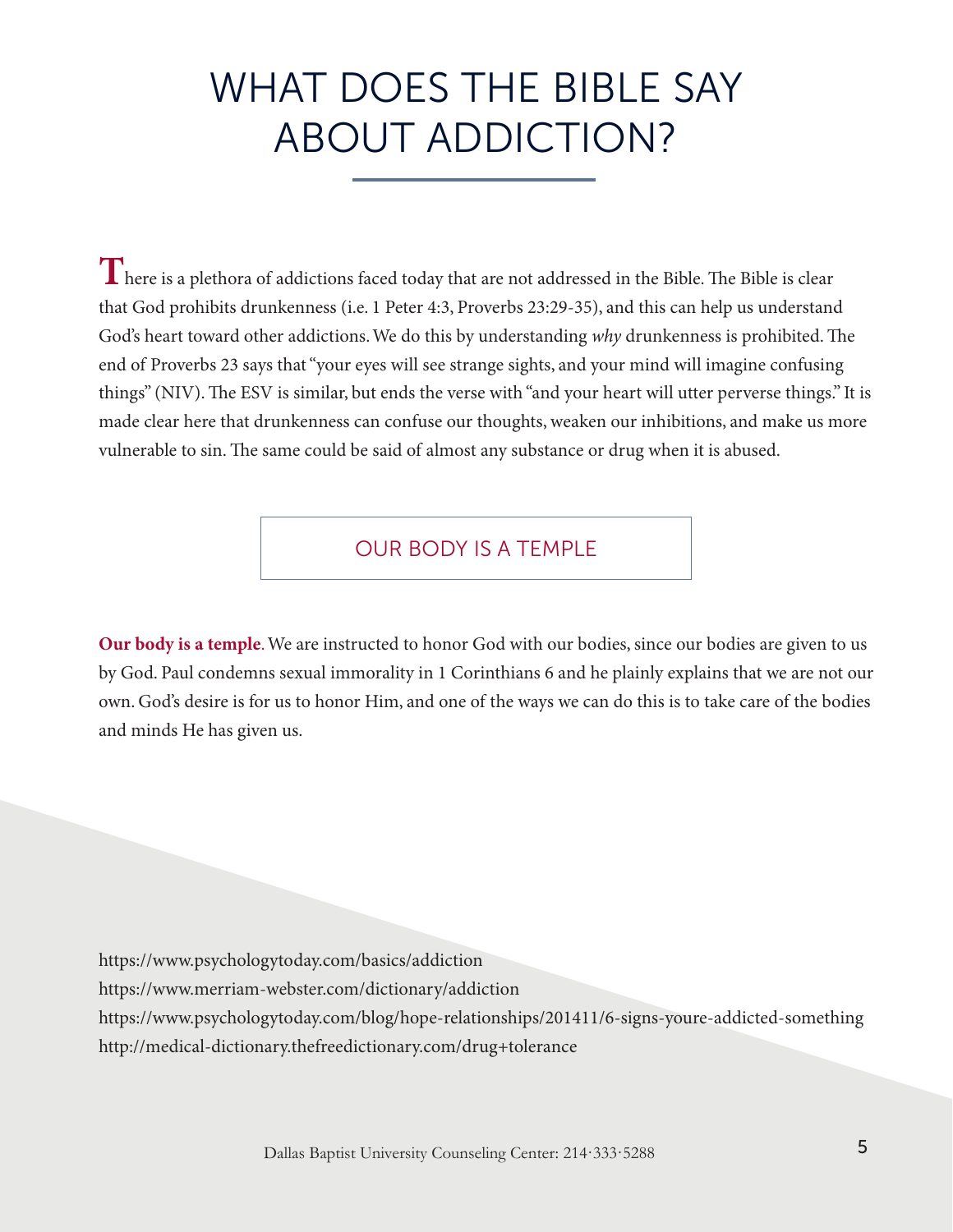# WHAT DOES THE BIBLE SAY ABOUT ADDICTION?

There is a plethora of addictions faced today that are not addressed in the Bible. The Bible is clear that God prohibits drunkenness (i.e. 1 Peter 4:3, Proverbs 23:29-35), and this can help us understand God's heart toward other addictions. We do this by understanding *why* drunkenness is prohibited. The end of Proverbs 23 says that "your eyes will see strange sights, and your mind will imagine confusing things" (NIV). The ESV is similar, but ends the verse with "and your heart will utter perverse things." It is made clear here that drunkenness can confuse our thoughts, weaken our inhibitions, and make us more vulnerable to sin. The same could be said of almost any substance or drug when it is abused.

## OUR BODY IS A TEMPLE

**Our body is a temple**. We are instructed to honor God with our bodies, since our bodies are given to us by God. Paul condemns sexual immorality in 1 Corinthians 6 and he plainly explains that we are not our own. God's desire is for us to honor Him, and one of the ways we can do this is to take care of the bodies and minds He has given us.

https://www.psychologytoday.com/basics/addiction
https://www.merriam-webster.com/dictionary/addiction
https://www.psychologytoday.com/blog/hope-relationships/201411/6-signs-youre-addicted-something
http://medical-dictionary.thefreedictionary.com/drug+tolerance

Dallas Baptist University Counseling Center: 214·333·5288